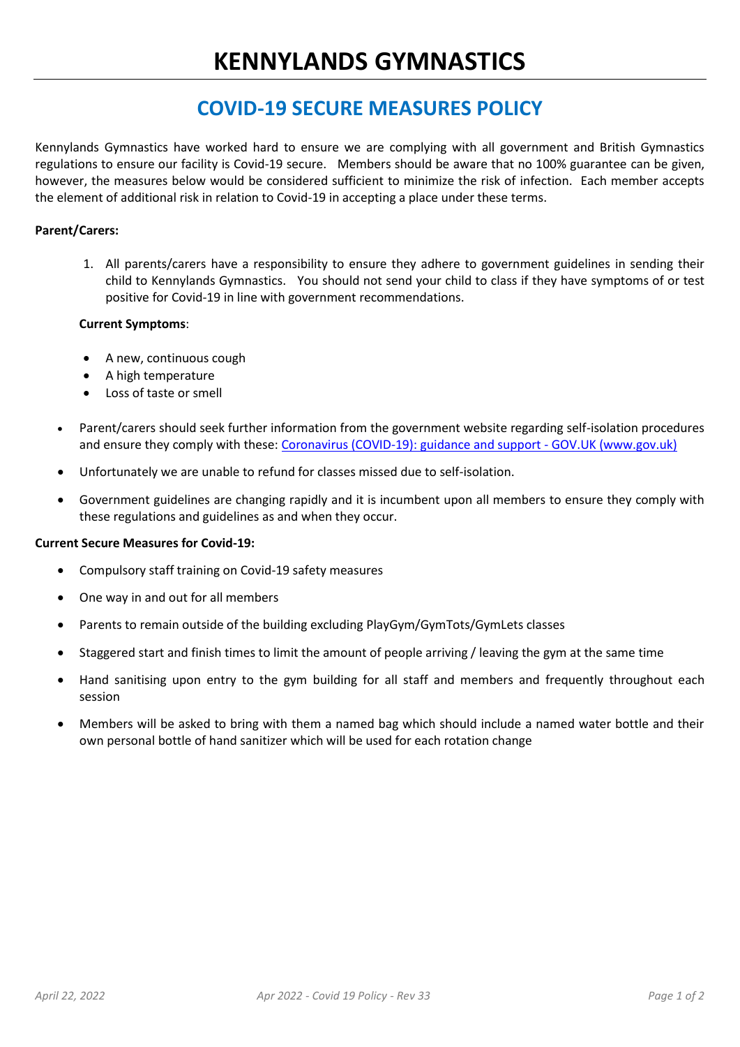# KENNYLANDS GYMNASTICS

## COVID-19 SECURE MEASURES POLICY

Kennylands Gymnastics have worked hard to ensure we are complying with all government and British Gymnastics regulations to ensure our facility is Covid-19 secure. Members should be aware that no 100% guarantee can be given, however, the measures below would be considered sufficient to minimize the risk of infection. Each member accepts the element of additional risk in relation to Covid-19 in accepting a place under these terms.

**Parent/Carers:**

1. All parents/carers have a responsibility to ensure they adhere to government guidelines in sending their child to Kennylands Gymnastics. You should not send your child to class if they have symptoms of or test positive for Covid-19 in line with government recommendations.

**Current Symptoms**:

- A new, continuous cough
- A high temperature
- Loss of taste or smell

- Parent/carers should seek further information from the government website regarding self-isolation procedures and ensure they comply with these: [Coronavirus (COVID-19): guidance and support - GOV.UK (www.gov.uk)](www.gov.uk)
- Unfortunately we are unable to refund for classes missed due to self-isolation.
- Government guidelines are changing rapidly and it is incumbent upon all members to ensure they comply with these regulations and guidelines as and when they occur.

**Current Secure Measures for Covid-19:**

- Compulsory staff training on Covid-19 safety measures
- One way in and out for all members
- Parents to remain outside of the building excluding PlayGym/GymTots/GymLets classes
- Staggered start and finish times to limit the amount of people arriving / leaving the gym at the same time
- Hand sanitising upon entry to the gym building for all staff and members and frequently throughout each session
- Members will be asked to bring with them a named bag which should include a named water bottle and their own personal bottle of hand sanitizer which will be used for each rotation change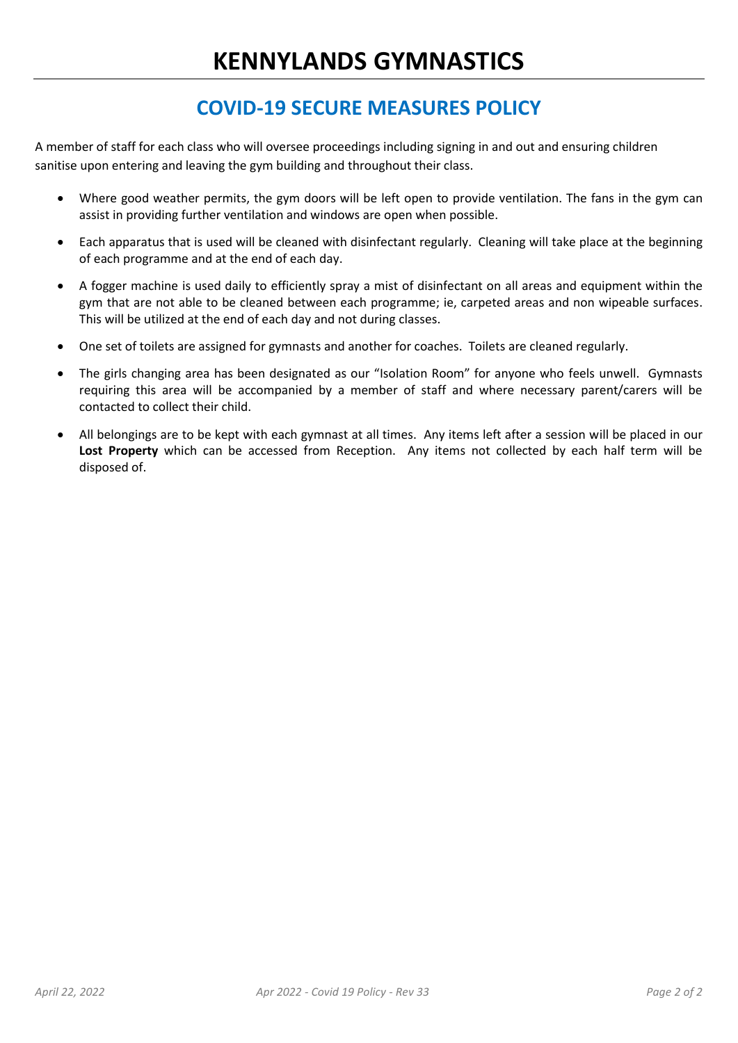# KENNYLANDS GYMNASTICS

## COVID-19 SECURE MEASURES POLICY

A member of staff for each class who will oversee proceedings including signing in and out and ensuring children sanitise upon entering and leaving the gym building and throughout their class.

- Where good weather permits, the gym doors will be left open to provide ventilation. The fans in the gym can assist in providing further ventilation and windows are open when possible.
- Each apparatus that is used will be cleaned with disinfectant regularly. Cleaning will take place at the beginning of each programme and at the end of each day.
- A fogger machine is used daily to efficiently spray a mist of disinfectant on all areas and equipment within the gym that are not able to be cleaned between each programme; ie, carpeted areas and non wipeable surfaces. This will be utilized at the end of each day and not during classes.
- One set of toilets are assigned for gymnasts and another for coaches. Toilets are cleaned regularly.
- The girls changing area has been designated as our "Isolation Room" for anyone who feels unwell. Gymnasts requiring this area will be accompanied by a member of staff and where necessary parent/carers will be contacted to collect their child.
- All belongings are to be kept with each gymnast at all times. Any items left after a session will be placed in our **Lost Property** which can be accessed from Reception. Any items not collected by each half term will be disposed of.